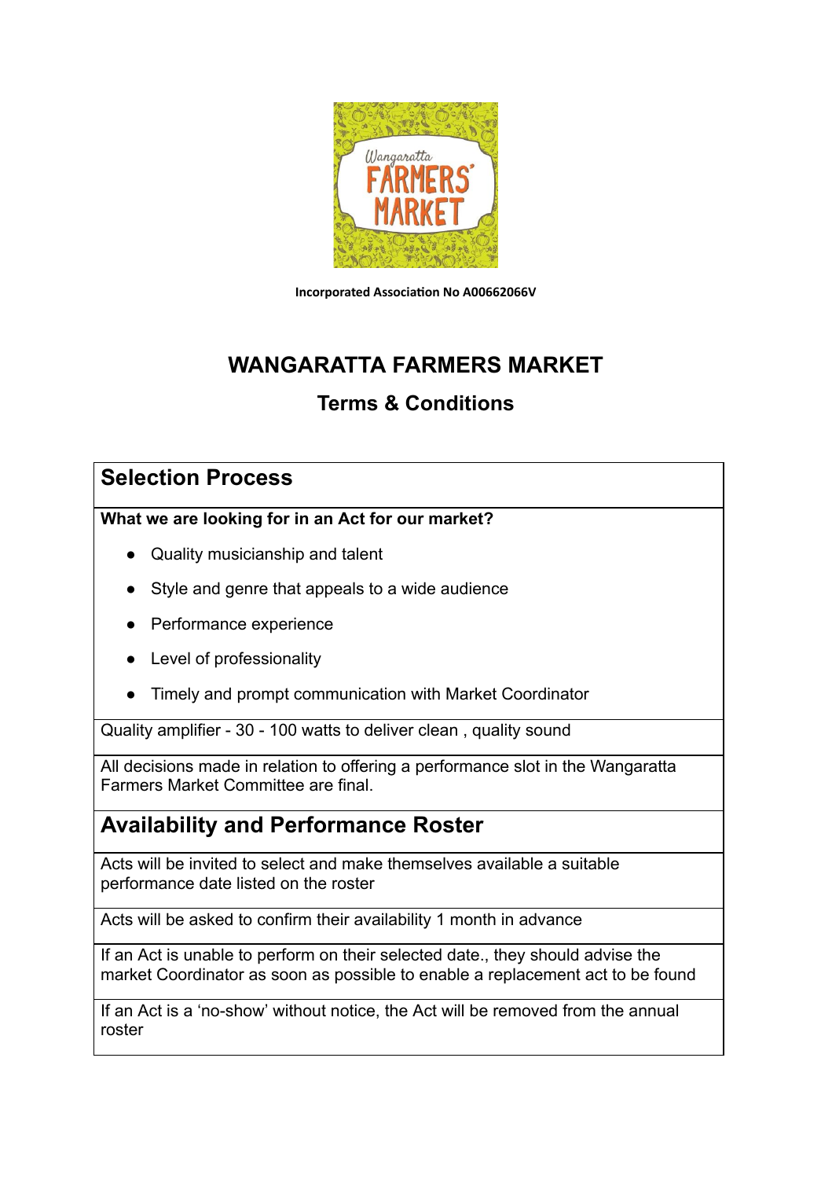Incorporated Association No A00662066V

# WANGARATTA FARMERS MARKET

## Terms & Conditions

## Selection Process

**What we are looking for in an Act for our market?**

- Quality musicianship and talent
- Style and genre that appeals to a wide audience
- Performance experience
- Level of professionality
- Timely and prompt communication with Market Coordinator

Quality amplifier - 30 - 100 watts to deliver clean , quality sound

All decisions made in relation to offering a performance slot in the Wangaratta Farmers Market Committee are final.

## Availability and Performance Roster

Acts will be invited to select and make themselves available a suitable performance date listed on the roster

Acts will be asked to confirm their availability 1 month in advance

If an Act is unable to perform on their selected date., they should advise the market Coordinator as soon as possible to enable a replacement act to be found

If an Act is a 'no-show' without notice, the Act will be removed from the annual roster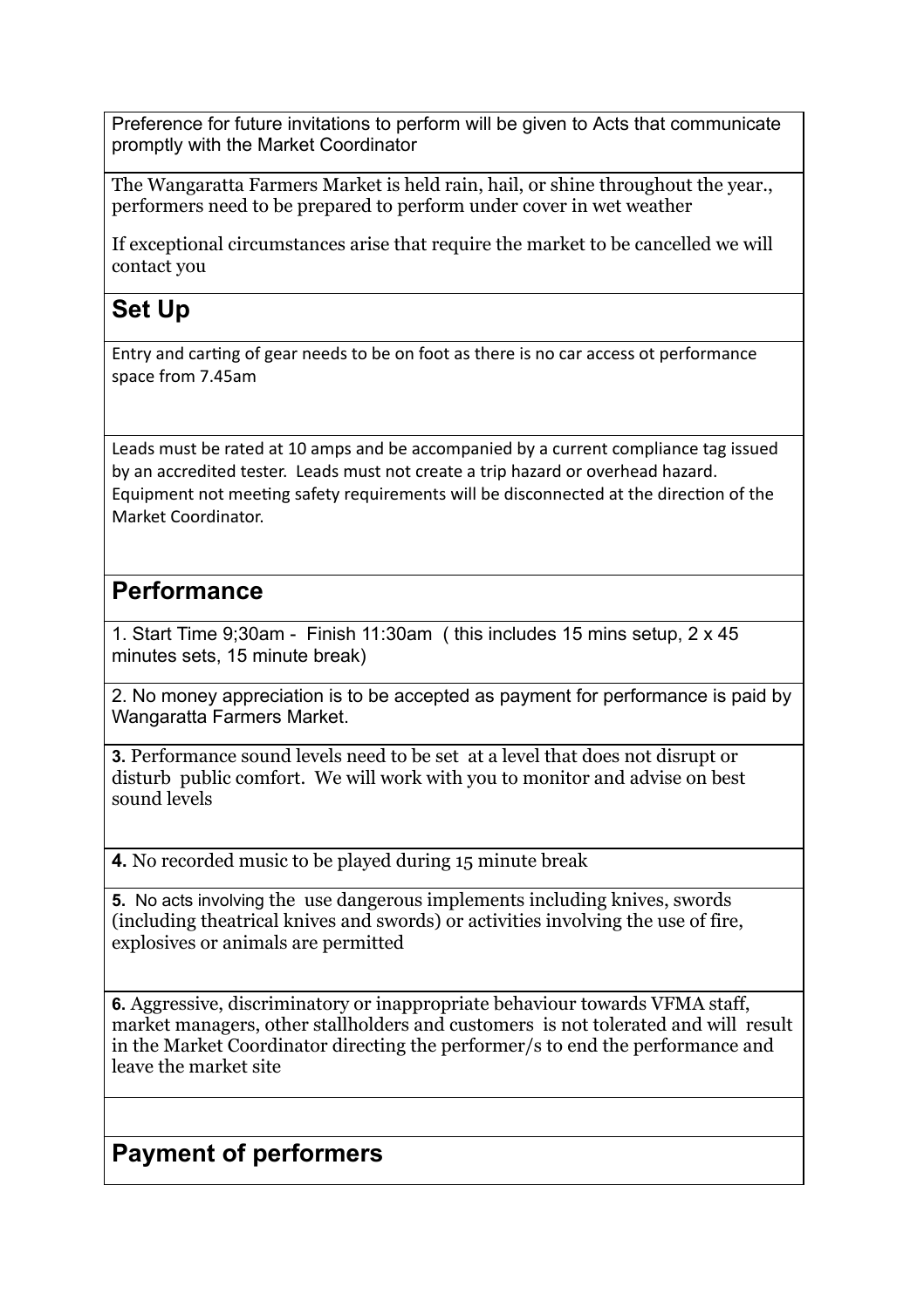Preference for future invitations to perform will be given to Acts that communicate promptly with the Market Coordinator

The Wangaratta Farmers Market is held rain, hail, or shine throughout the year., performers need to be prepared to perform under cover in wet weather

If exceptional circumstances arise that require the market to be cancelled we will contact you

## Set Up

Entry and carting of gear needs to be on foot as there is no car access ot performance space from 7.45am

Leads must be rated at 10 amps and be accompanied by a current compliance tag issued by an accredited tester. Leads must not create a trip hazard or overhead hazard. Equipment not meeting safety requirements will be disconnected at the direction of the Market Coordinator.

## Performance

1. Start Time 9;30am - Finish 11:30am ( this includes 15 mins setup, 2 x 45 minutes sets, 15 minute break)

2. No money appreciation is to be accepted as payment for performance is paid by Wangaratta Farmers Market.

**3.** Performance sound levels need to be set at a level that does not disrupt or disturb public comfort. We will work with you to monitor and advise on best sound levels

**4.** No recorded music to be played during 15 minute break

**5.** No acts involving the use dangerous implements including knives, swords (including theatrical knives and swords) or activities involving the use of fire, explosives or animals are permitted

**6.** Aggressive, discriminatory or inappropriate behaviour towards VFMA staff, market managers, other stallholders and customers is not tolerated and will result in the Market Coordinator directing the performer/s to end the performance and leave the market site

## Payment of performers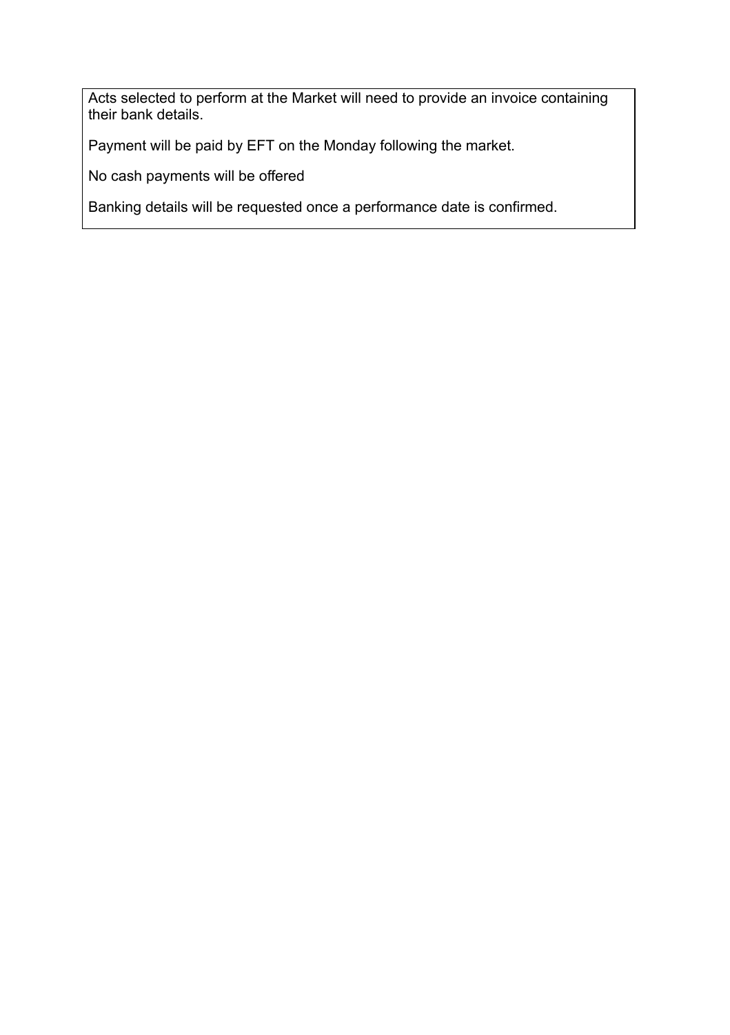Acts selected to perform at the Market will need to provide an invoice containing their bank details.

Payment will be paid by EFT on the Monday following the market.

No cash payments will be offered

Banking details will be requested once a performance date is confirmed.